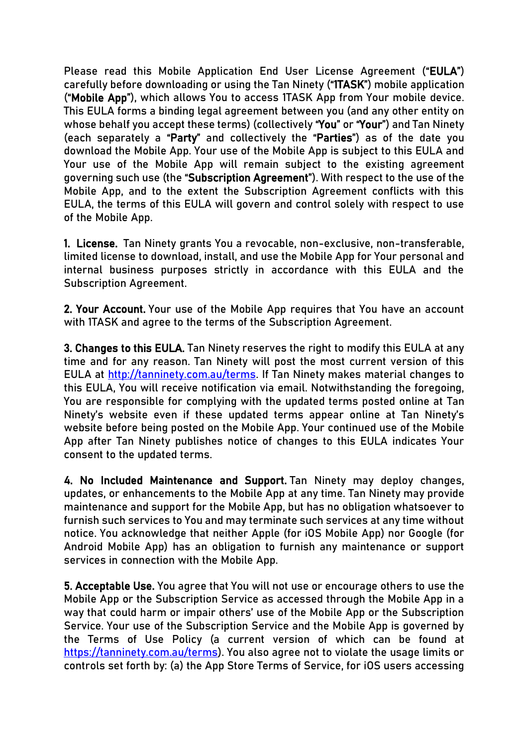Please read this Mobile Application End User License Agreement ("**EULA**") carefully before downloading or using the Tan Ninety ("**1TASK**") mobile application ("**Mobile App**"), which allows You to access 1TASK App from Your mobile device. This EULA forms a binding legal agreement between you (and any other entity on whose behalf you accept these terms) (collectively "**You**" or "**Your**") and Tan Ninety (each separately a "**Party**" and collectively the "**Parties**") as of the date you download the Mobile App. Your use of the Mobile App is subject to this EULA and Your use of the Mobile App will remain subject to the existing agreement governing such use (the "**Subscription Agreement**"). With respect to the use of the Mobile App, and to the extent the Subscription Agreement conflicts with this EULA, the terms of this EULA will govern and control solely with respect to use of the Mobile App.

**1. License.** Tan Ninety grants You a revocable, non-exclusive, non-transferable, limited license to download, install, and use the Mobile App for Your personal and internal business purposes strictly in accordance with this EULA and the Subscription Agreement.

**2. Your Account.** Your use of the Mobile App requires that You have an account with 1TASK and agree to the terms of the Subscription Agreement.

**3. Changes to this EULA.** Tan Ninety reserves the right to modify this EULA at any time and for any reason. Tan Ninety will post the most current version of this EULA at [http://tanninety.com.au/terms](http://tanninety.com.au/terms). If Tan Ninety makes material changes to this EULA, You will receive notification via email. Notwithstanding the foregoing, You are responsible for complying with the updated terms posted online at Tan Ninety's website even if these updated terms appear online at Tan Ninety's website before being posted on the Mobile App. Your continued use of the Mobile App after Tan Ninety publishes notice of changes to this EULA indicates Your consent to the updated terms.

**4. No Included Maintenance and Support.** Tan Ninety may deploy changes, updates, or enhancements to the Mobile App at any time. Tan Ninety may provide maintenance and support for the Mobile App, but has no obligation whatsoever to furnish such services to You and may terminate such services at any time without notice. You acknowledge that neither Apple (for iOS Mobile App) nor Google (for Android Mobile App) has an obligation to furnish any maintenance or support services in connection with the Mobile App.

**5. Acceptable Use.** You agree that You will not use or encourage others to use the Mobile App or the Subscription Service as accessed through the Mobile App in a way that could harm or impair others' use of the Mobile App or the Subscription Service. Your use of the Subscription Service and the Mobile App is governed by the Terms of Use Policy (a current version of which can be found at [https://tanninety.com.au/terms](https://tanninety.com.au/terms)). You also agree not to violate the usage limits or controls set forth by: (a) the App Store Terms of Service, for iOS users accessing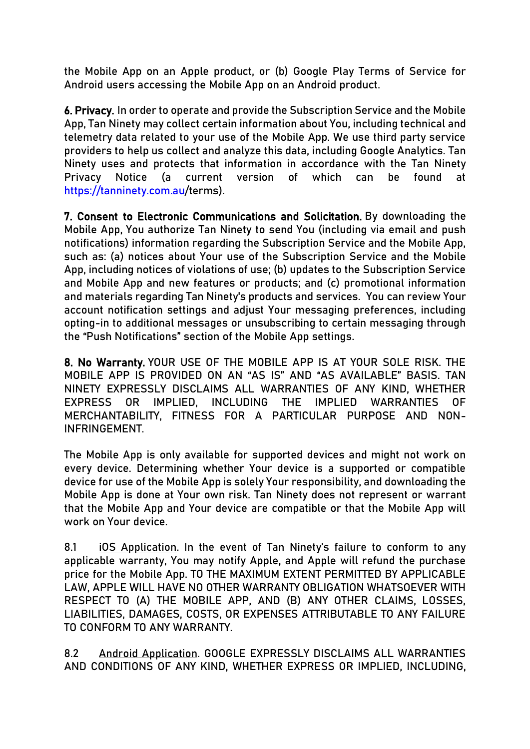the Mobile App on an Apple product, or (b) Google Play Terms of Service for Android users accessing the Mobile App on an Android product.

**6. Privacy.** In order to operate and provide the Subscription Service and the Mobile App, Tan Ninety may collect certain information about You, including technical and telemetry data related to your use of the Mobile App. We use third party service providers to help us collect and analyze this data, including Google Analytics. Tan Ninety uses and protects that information in accordance with the Tan Ninety Privacy Notice (a current version of which can be found at [https://tanninety.com.au](https://tanninety.com.au)/terms).

**7. Consent to Electronic Communications and Solicitation.** By downloading the Mobile App, You authorize Tan Ninety to send You (including via email and push notifications) information regarding the Subscription Service and the Mobile App, such as: (a) notices about Your use of the Subscription Service and the Mobile App, including notices of violations of use; (b) updates to the Subscription Service and Mobile App and new features or products; and (c) promotional information and materials regarding Tan Ninety's products and services. You can review Your account notification settings and adjust Your messaging preferences, including opting-in to additional messages or unsubscribing to certain messaging through the "Push Notifications" section of the Mobile App settings.

**8. No Warranty.** YOUR USE OF THE MOBILE APP IS AT YOUR SOLE RISK. THE MOBILE APP IS PROVIDED ON AN "AS IS" AND "AS AVAILABLE" BASIS. TAN NINETY EXPRESSLY DISCLAIMS ALL WARRANTIES OF ANY KIND, WHETHER EXPRESS OR IMPLIED, INCLUDING THE IMPLIED WARRANTIES OF MERCHANTABILITY, FITNESS FOR A PARTICULAR PURPOSE AND NON-INFRINGEMENT.

The Mobile App is only available for supported devices and might not work on every device. Determining whether Your device is a supported or compatible device for use of the Mobile App is solely Your responsibility, and downloading the Mobile App is done at Your own risk. Tan Ninety does not represent or warrant that the Mobile App and Your device are compatible or that the Mobile App will work on Your device.

8.1 iOS Application. In the event of Tan Ninety's failure to conform to any applicable warranty, You may notify Apple, and Apple will refund the purchase price for the Mobile App. TO THE MAXIMUM EXTENT PERMITTED BY APPLICABLE LAW, APPLE WILL HAVE NO OTHER WARRANTY OBLIGATION WHATSOEVER WITH RESPECT TO (A) THE MOBILE APP, AND (B) ANY OTHER CLAIMS, LOSSES, LIABILITIES, DAMAGES, COSTS, OR EXPENSES ATTRIBUTABLE TO ANY FAILURE TO CONFORM TO ANY WARRANTY.

8.2 Android Application. GOOGLE EXPRESSLY DISCLAIMS ALL WARRANTIES AND CONDITIONS OF ANY KIND, WHETHER EXPRESS OR IMPLIED, INCLUDING,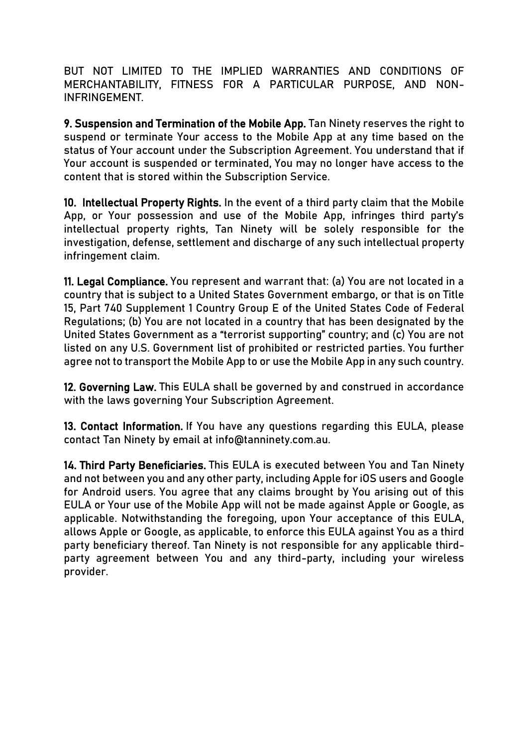BUT NOT LIMITED TO THE IMPLIED WARRANTIES AND CONDITIONS OF MERCHANTABILITY, FITNESS FOR A PARTICULAR PURPOSE, AND NON-INFRINGEMENT.

**9. Suspension and Termination of the Mobile App.** Tan Ninety reserves the right to suspend or terminate Your access to the Mobile App at any time based on the status of Your account under the Subscription Agreement. You understand that if Your account is suspended or terminated, You may no longer have access to the content that is stored within the Subscription Service.

**10. Intellectual Property Rights.** In the event of a third party claim that the Mobile App, or Your possession and use of the Mobile App, infringes third party's intellectual property rights, Tan Ninety will be solely responsible for the investigation, defense, settlement and discharge of any such intellectual property infringement claim.

**11. Legal Compliance.** You represent and warrant that: (a) You are not located in a country that is subject to a United States Government embargo, or that is on Title 15, Part 740 Supplement 1 Country Group E of the United States Code of Federal Regulations; (b) You are not located in a country that has been designated by the United States Government as a "terrorist supporting" country; and (c) You are not listed on any U.S. Government list of prohibited or restricted parties. You further agree not to transport the Mobile App to or use the Mobile App in any such country.

**12. Governing Law.** This EULA shall be governed by and construed in accordance with the laws governing Your Subscription Agreement.

**13. Contact Information.** If You have any questions regarding this EULA, please contact Tan Ninety by email at info@tanninety.com.au.

**14. Third Party Beneficiaries.** This EULA is executed between You and Tan Ninety and not between you and any other party, including Apple for iOS users and Google for Android users. You agree that any claims brought by You arising out of this EULA or Your use of the Mobile App will not be made against Apple or Google, as applicable. Notwithstanding the foregoing, upon Your acceptance of this EULA, allows Apple or Google, as applicable, to enforce this EULA against You as a third party beneficiary thereof. Tan Ninety is not responsible for any applicable third-party agreement between You and any third-party, including your wireless provider.